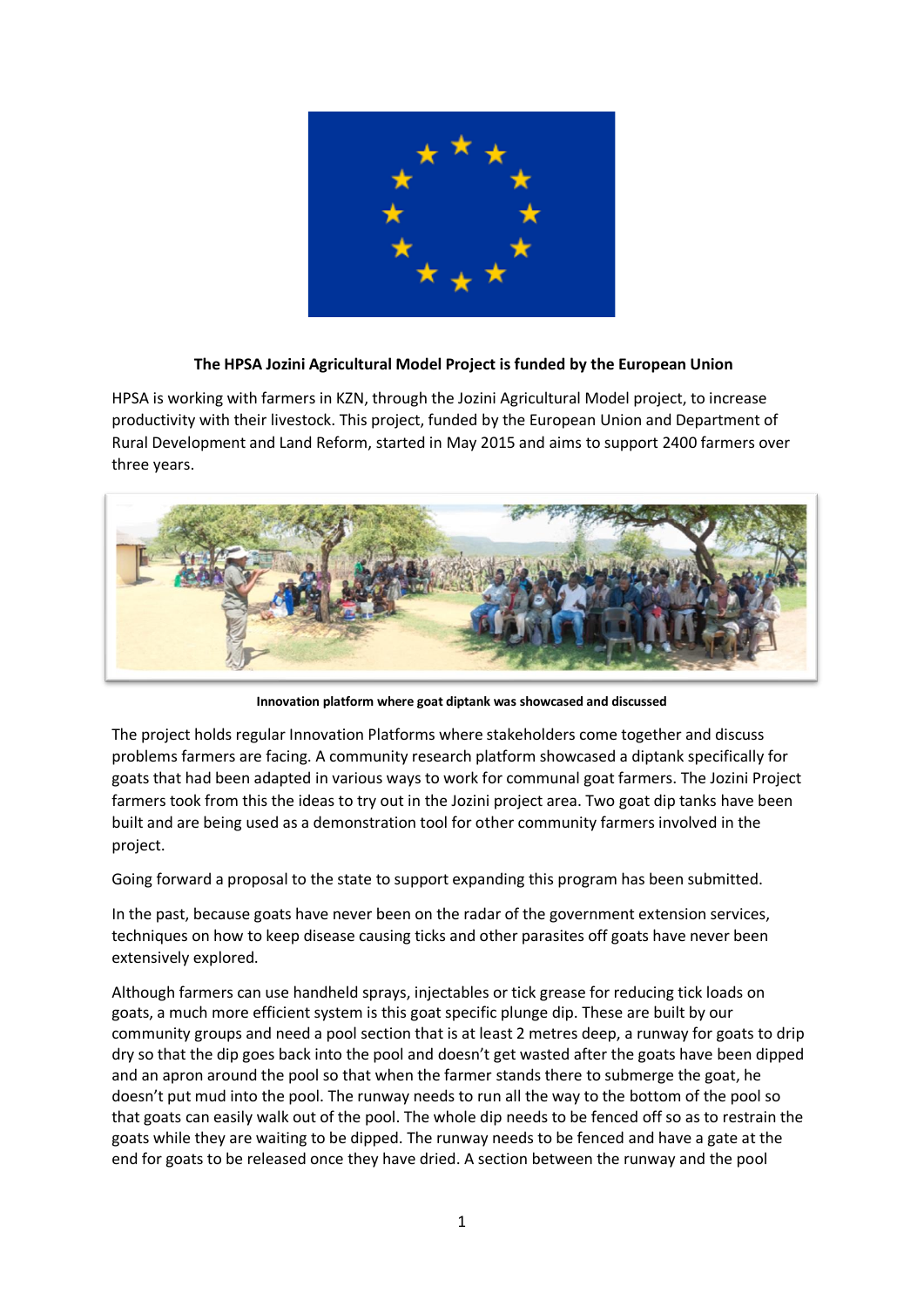**The HPSA Jozini Agricultural Model Project is funded by the European Union**

HPSA is working with farmers in KZN, through the Jozini Agricultural Model project, to increase productivity with their livestock. This project, funded by the European Union and Department of Rural Development and Land Reform, started in May 2015 and aims to support 2400 farmers over three years.

**Innovation platform where goat diptank was showcased and discussed**

The project holds regular Innovation Platforms where stakeholders come together and discuss problems farmers are facing. A community research platform showcased a diptank specifically for goats that had been adapted in various ways to work for communal goat farmers. The Jozini Project farmers took from this the ideas to try out in the Jozini project area. Two goat dip tanks have been built and are being used as a demonstration tool for other community farmers involved in the project.

Going forward a proposal to the state to support expanding this program has been submitted.

In the past, because goats have never been on the radar of the government extension services, techniques on how to keep disease causing ticks and other parasites off goats have never been extensively explored.

Although farmers can use handheld sprays, injectables or tick grease for reducing tick loads on goats, a much more efficient system is this goat specific plunge dip. These are built by our community groups and need a pool section that is at least 2 metres deep, a runway for goats to drip dry so that the dip goes back into the pool and doesn't get wasted after the goats have been dipped and an apron around the pool so that when the farmer stands there to submerge the goat, he doesn't put mud into the pool. The runway needs to run all the way to the bottom of the pool so that goats can easily walk out of the pool. The whole dip needs to be fenced off so as to restrain the goats while they are waiting to be dipped. The runway needs to be fenced and have a gate at the end for goats to be released once they have dried. A section between the runway and the pool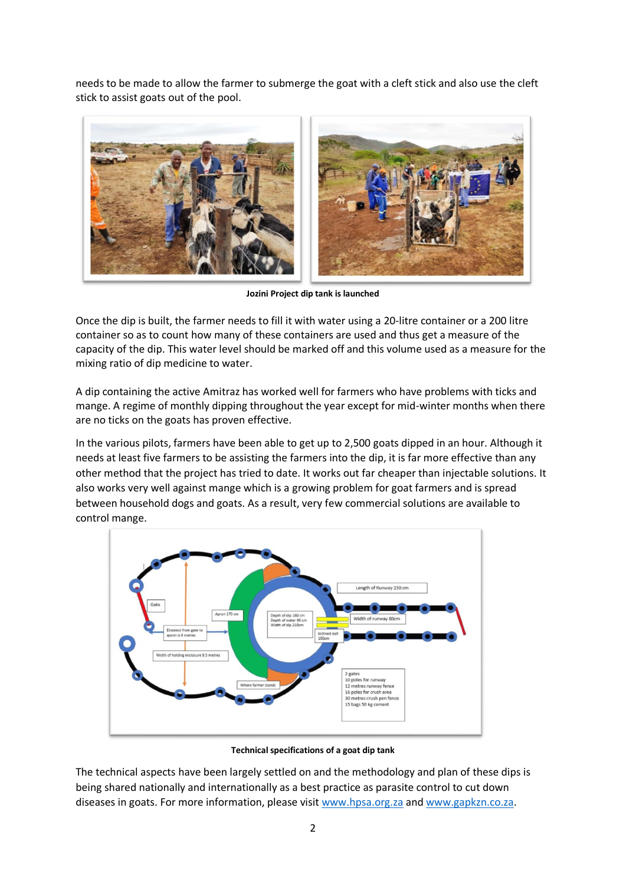needs to be made to allow the farmer to submerge the goat with a cleft stick and also use the cleft stick to assist goats out of the pool.

**Jozini Project dip tank is launched**

Once the dip is built, the farmer needs to fill it with water using a 20-litre container or a 200 litre container so as to count how many of these containers are used and thus get a measure of the capacity of the dip. This water level should be marked off and this volume used as a measure for the mixing ratio of dip medicine to water.

A dip containing the active Amitraz has worked well for farmers who have problems with ticks and mange. A regime of monthly dipping throughout the year except for mid-winter months when there are no ticks on the goats has proven effective.

In the various pilots, farmers have been able to get up to 2,500 goats dipped in an hour. Although it needs at least five farmers to be assisting the farmers into the dip, it is far more effective than any other method that the project has tried to date. It works out far cheaper than injectable solutions. It also works very well against mange which is a growing problem for goat farmers and is spread between household dogs and goats. As a result, very few commercial solutions are available to control mange.

Gate

Apron 170 cm

Depth of dip 160 cm
Depth of water 90 cm
Width of dip 210cm

Length of Runway 230 cm

Width of runway 80cm

Distance from gate to apron is 6 metres

Inclined exit 150cm

Width of holding enclosure 8.5 metres

Where farmer stands

2 gates
10 poles for runway
12 metres runway fence
16 poles for crush area
30 metres crush pen fence
15 bags 50 kg cement

**Technical specifications of a goat dip tank**

The technical aspects have been largely settled on and the methodology and plan of these dips is being shared nationally and internationally as a best practice as parasite control to cut down diseases in goats. For more information, please visit www.hpsa.org.za and www.gapkzn.co.za.